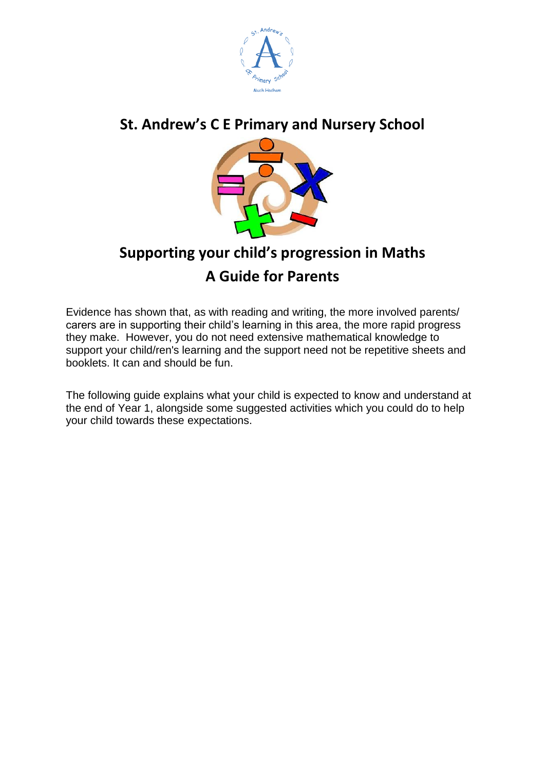# St. Andrew's C E Primary and Nursery School

## Supporting your child's progression in Maths

## A Guide for Parents

Evidence has shown that, as with reading and writing, the more involved parents/ carers are in supporting their child's learning in this area, the more rapid progress they make. However, you do not need extensive mathematical knowledge to support your child/ren's learning and the support need not be repetitive sheets and booklets. It can and should be fun.

The following guide explains what your child is expected to know and understand at the end of Year 1, alongside some suggested activities which you could do to help your child towards these expectations.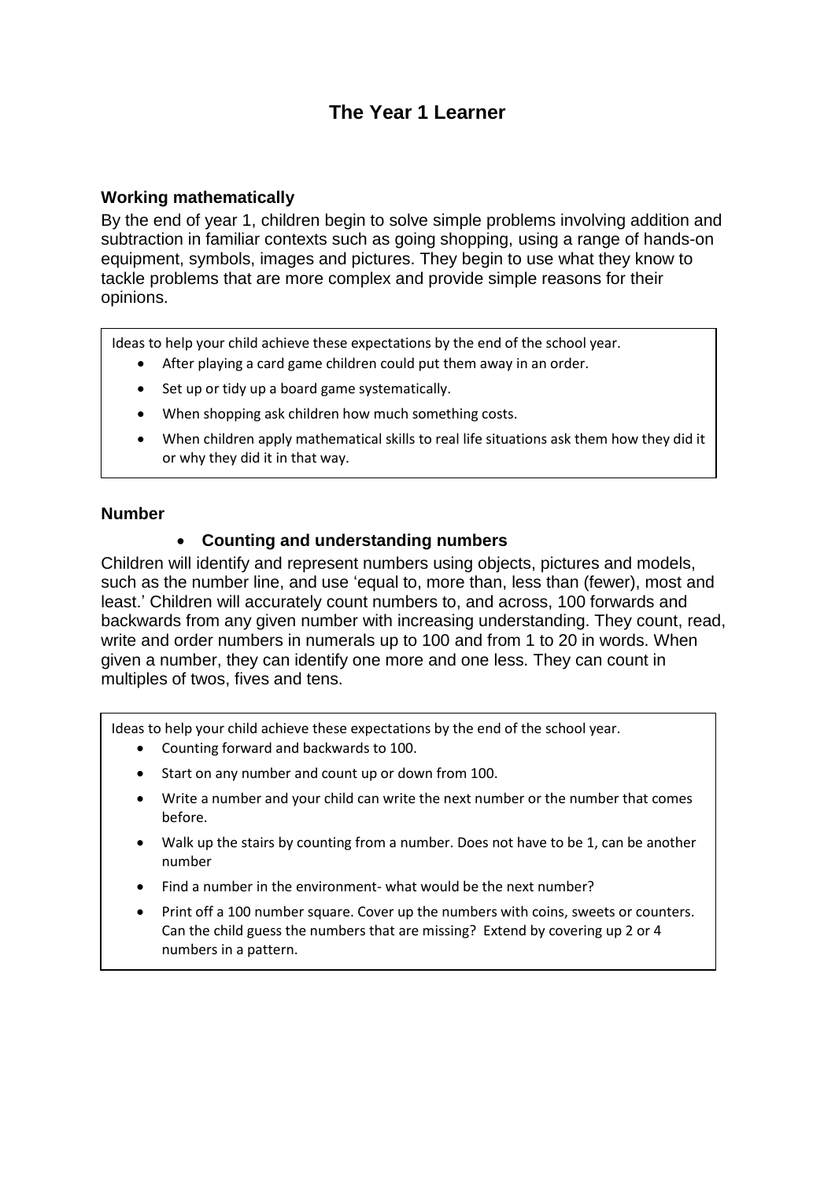# The Year 1 Learner

### Working mathematically

By the end of year 1, children begin to solve simple problems involving addition and subtraction in familiar contexts such as going shopping, using a range of hands-on equipment, symbols, images and pictures. They begin to use what they know to tackle problems that are more complex and provide simple reasons for their opinions.

> Ideas to help your child achieve these expectations by the end of the school year.
>
> - After playing a card game children could put them away in an order.
> - Set up or tidy up a board game systematically.
> - When shopping ask children how much something costs.
> - When children apply mathematical skills to real life situations ask them how they did it or why they did it in that way.

### Number

- **Counting and understanding numbers**

Children will identify and represent numbers using objects, pictures and models, such as the number line, and use 'equal to, more than, less than (fewer), most and least.' Children will accurately count numbers to, and across, 100 forwards and backwards from any given number with increasing understanding. They count, read, write and order numbers in numerals up to 100 and from 1 to 20 in words. When given a number, they can identify one more and one less. They can count in multiples of twos, fives and tens.

> Ideas to help your child achieve these expectations by the end of the school year.
>
> - Counting forward and backwards to 100.
> - Start on any number and count up or down from 100.
> - Write a number and your child can write the next number or the number that comes before.
> - Walk up the stairs by counting from a number. Does not have to be 1, can be another number
> - Find a number in the environment- what would be the next number?
> - Print off a 100 number square. Cover up the numbers with coins, sweets or counters. Can the child guess the numbers that are missing? Extend by covering up 2 or 4 numbers in a pattern.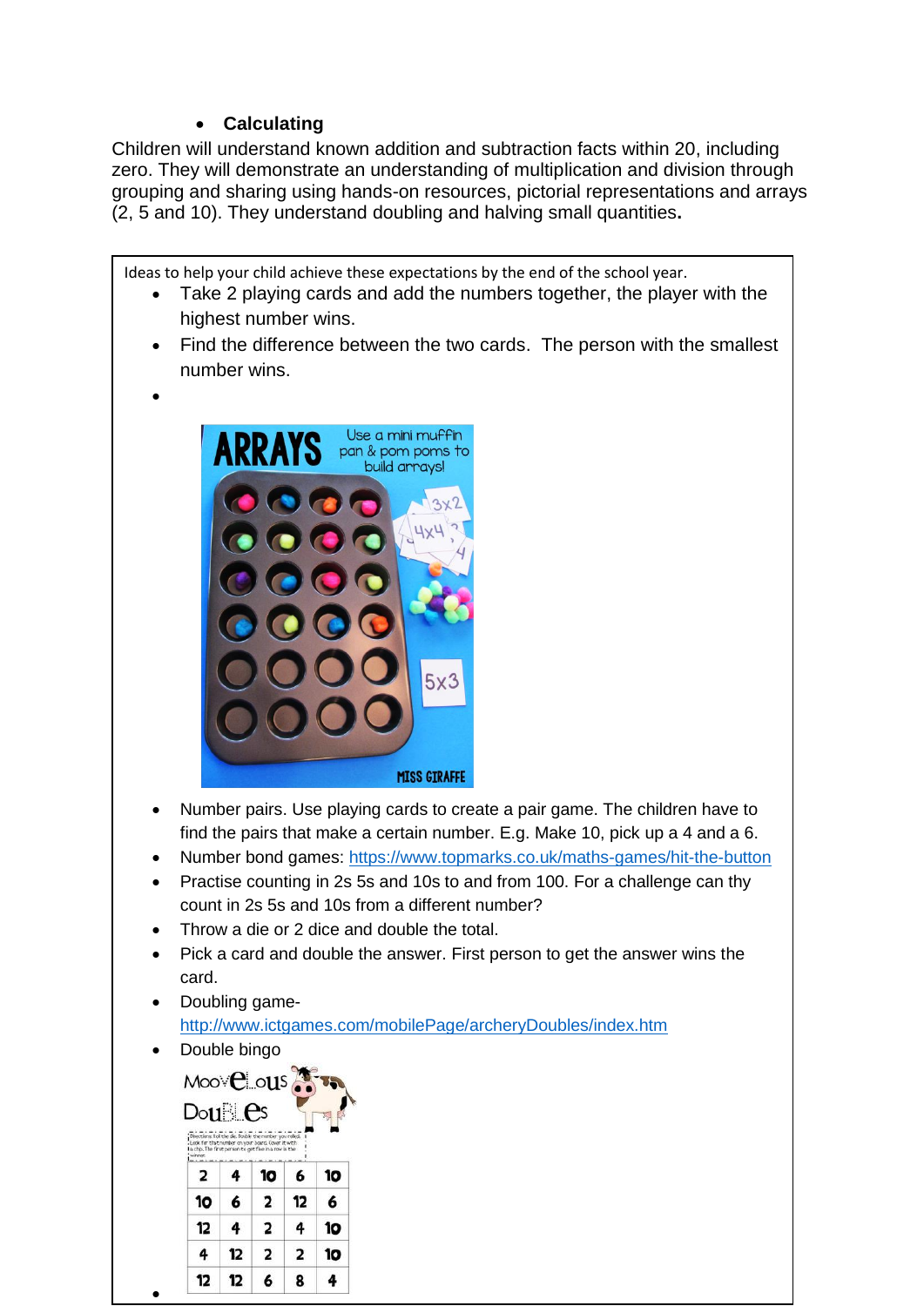- **Calculating**

Children will understand known addition and subtraction facts within 20, including zero. They will demonstrate an understanding of multiplication and division through grouping and sharing using hands-on resources, pictorial representations and arrays (2, 5 and 10). They understand doubling and halving small quantities**.**

Ideas to help your child achieve these expectations by the end of the school year.

- Take 2 playing cards and add the numbers together, the player with the highest number wins.
- Find the difference between the two cards. The person with the smallest number wins.
-
- Number pairs. Use playing cards to create a pair game. The children have to find the pairs that make a certain number. E.g. Make 10, pick up a 4 and a 6.
- Number bond games: https://www.topmarks.co.uk/maths-games/hit-the-button
- Practise counting in 2s 5s and 10s to and from 100. For a challenge can thy count in 2s 5s and 10s from a different number?
- Throw a die or 2 dice and double the total.
- Pick a card and double the answer. First person to get the answer wins the card.
- Doubling game- http://www.ictgames.com/mobilePage/archeryDoubles/index.htm
- Double bingo

Moo-velous Doubles

| 2 | 4 | 10 | 6 | 10 |
|---|---|---|---|---|
| 10 | 6 | 2 | 12 | 6 |
| 12 | 4 | 2 | 4 | 10 |
| 4 | 12 | 2 | 2 | 10 |
| 12 | 12 | 6 | 8 | 4 |

-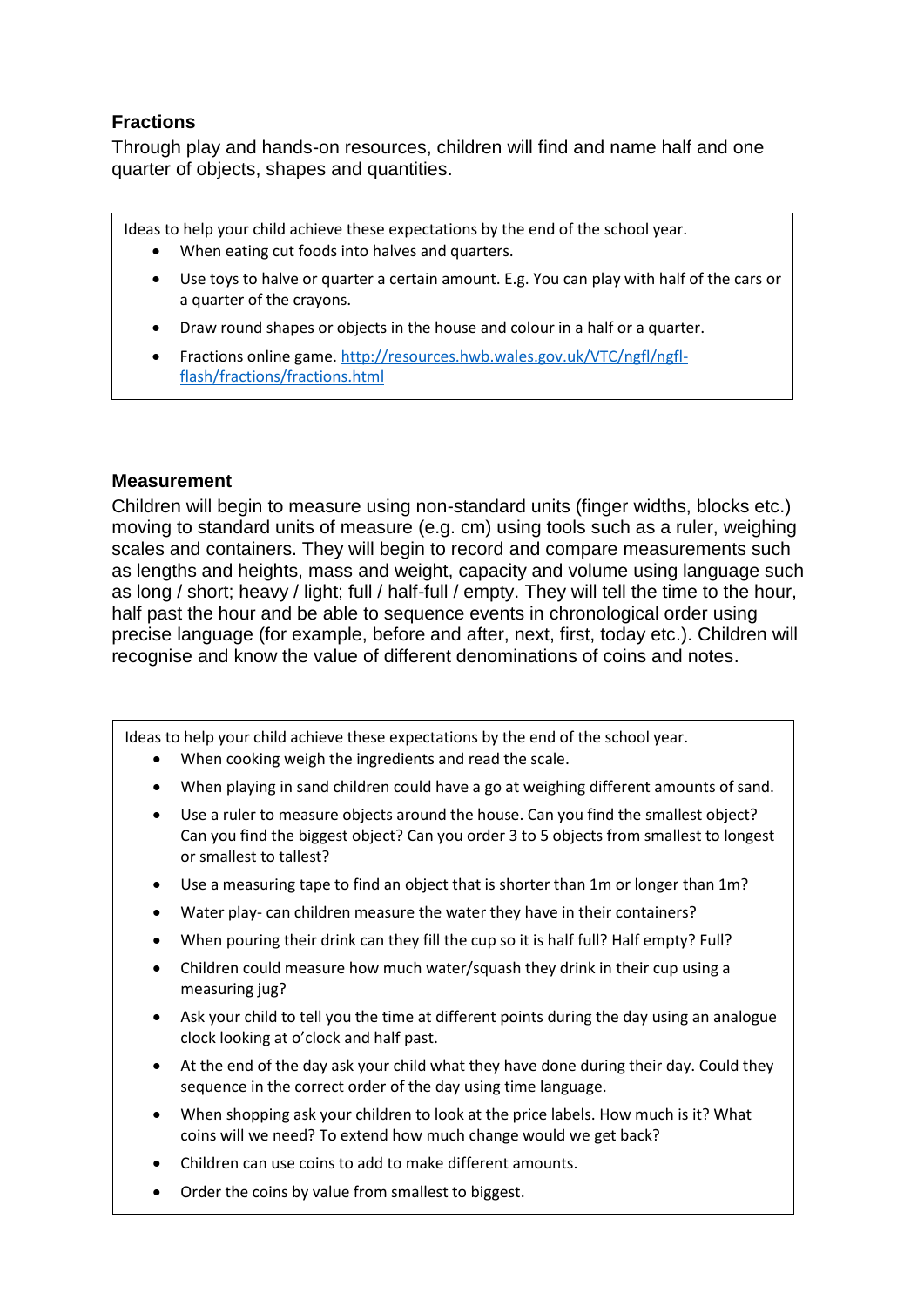## Fractions

Through play and hands-on resources, children will find and name half and one quarter of objects, shapes and quantities.

Ideas to help your child achieve these expectations by the end of the school year.

- When eating cut foods into halves and quarters.
- Use toys to halve or quarter a certain amount. E.g. You can play with half of the cars or a quarter of the crayons.
- Draw round shapes or objects in the house and colour in a half or a quarter.
- Fractions online game. [http://resources.hwb.wales.gov.uk/VTC/ngfl/ngfl-flash/fractions/fractions.html](http://resources.hwb.wales.gov.uk/VTC/ngfl/ngfl-flash/fractions/fractions.html)

## Measurement

Children will begin to measure using non-standard units (finger widths, blocks etc.) moving to standard units of measure (e.g. cm) using tools such as a ruler, weighing scales and containers. They will begin to record and compare measurements such as lengths and heights, mass and weight, capacity and volume using language such as long / short; heavy / light; full / half-full / empty. They will tell the time to the hour, half past the hour and be able to sequence events in chronological order using precise language (for example, before and after, next, first, today etc.). Children will recognise and know the value of different denominations of coins and notes.

Ideas to help your child achieve these expectations by the end of the school year.

- When cooking weigh the ingredients and read the scale.
- When playing in sand children could have a go at weighing different amounts of sand.
- Use a ruler to measure objects around the house. Can you find the smallest object? Can you find the biggest object? Can you order 3 to 5 objects from smallest to longest or smallest to tallest?
- Use a measuring tape to find an object that is shorter than 1m or longer than 1m?
- Water play- can children measure the water they have in their containers?
- When pouring their drink can they fill the cup so it is half full? Half empty? Full?
- Children could measure how much water/squash they drink in their cup using a measuring jug?
- Ask your child to tell you the time at different points during the day using an analogue clock looking at o'clock and half past.
- At the end of the day ask your child what they have done during their day. Could they sequence in the correct order of the day using time language.
- When shopping ask your children to look at the price labels. How much is it? What coins will we need? To extend how much change would we get back?
- Children can use coins to add to make different amounts.
- Order the coins by value from smallest to biggest.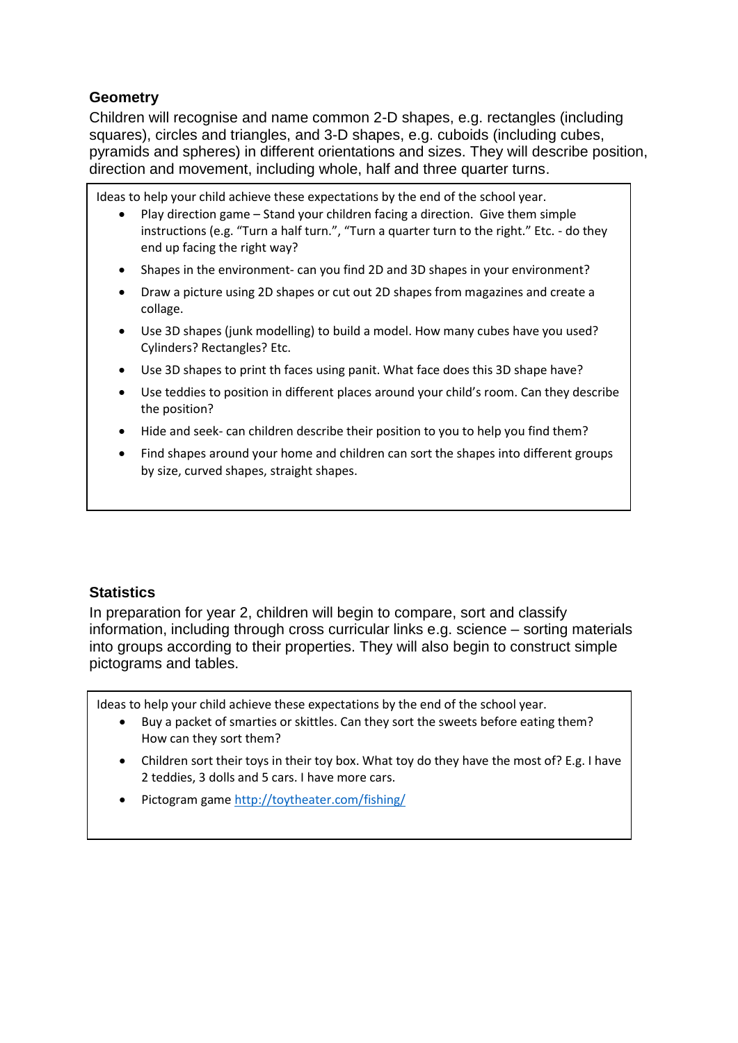## Geometry

Children will recognise and name common 2-D shapes, e.g. rectangles (including squares), circles and triangles, and 3-D shapes, e.g. cuboids (including cubes, pyramids and spheres) in different orientations and sizes. They will describe position, direction and movement, including whole, half and three quarter turns.

Ideas to help your child achieve these expectations by the end of the school year.

- Play direction game – Stand your children facing a direction. Give them simple instructions (e.g. "Turn a half turn.", "Turn a quarter turn to the right." Etc. - do they end up facing the right way?
- Shapes in the environment- can you find 2D and 3D shapes in your environment?
- Draw a picture using 2D shapes or cut out 2D shapes from magazines and create a collage.
- Use 3D shapes (junk modelling) to build a model. How many cubes have you used? Cylinders? Rectangles? Etc.
- Use 3D shapes to print th faces using panit. What face does this 3D shape have?
- Use teddies to position in different places around your child's room. Can they describe the position?
- Hide and seek- can children describe their position to you to help you find them?
- Find shapes around your home and children can sort the shapes into different groups by size, curved shapes, straight shapes.

## Statistics

In preparation for year 2, children will begin to compare, sort and classify information, including through cross curricular links e.g. science – sorting materials into groups according to their properties. They will also begin to construct simple pictograms and tables.

Ideas to help your child achieve these expectations by the end of the school year.

- Buy a packet of smarties or skittles. Can they sort the sweets before eating them? How can they sort them?
- Children sort their toys in their toy box. What toy do they have the most of? E.g. I have 2 teddies, 3 dolls and 5 cars. I have more cars.
- Pictogram game [http://toytheater.com/fishing/](http://toytheater.com/fishing/)